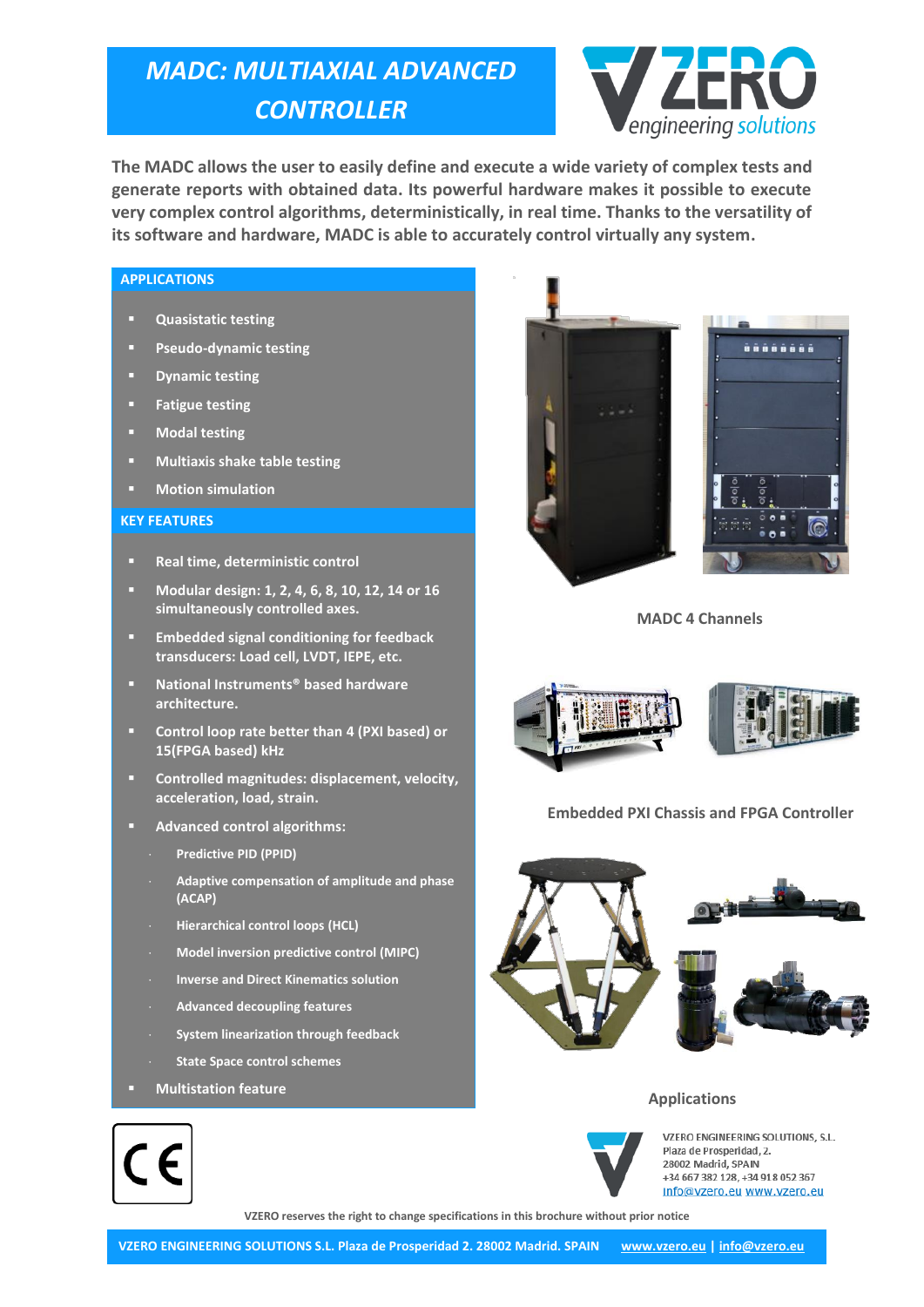# MADC: MULTIAXIAL ADVANCED CONTROLLER

**The MADC allows the user to easily define and execute a wide variety of complex tests and generate reports with obtained data. Its powerful hardware makes it possible to execute very complex control algorithms, deterministically, in real time. Thanks to the versatility of its software and hardware, MADC is able to accurately control virtually any system.**

## APPLICATIONS

- Quasistatic testing
- Pseudo-dynamic testing
- Dynamic testing
- Fatigue testing
- Modal testing
- Multiaxis shake table testing
- Motion simulation

## KEY FEATURES

- Real time, deterministic control
- Modular design: 1, 2, 4, 6, 8, 10, 12, 14 or 16 simultaneously controlled axes.
- Embedded signal conditioning for feedback transducers: Load cell, LVDT, IEPE, etc.
- National Instruments® based hardware architecture.
- Control loop rate better than 4 (PXI based) or 15(FPGA based) kHz
- Controlled magnitudes: displacement, velocity, acceleration, load, strain.
- Advanced control algorithms:
  - Predictive PID (PPID)
  - Adaptive compensation of amplitude and phase (ACAP)
  - Hierarchical control loops (HCL)
  - Model inversion predictive control (MIPC)
  - Inverse and Direct Kinematics solution
  - Advanced decoupling features
  - System linearization through feedback
  - State Space control schemes
- Multistation feature

MADC 4 Channels

Embedded PXI Chassis and FPGA Controller

Applications

VZERO ENGINEERING SOLUTIONS, S.L.
Plaza de Prosperidad, 2.
28002 Madrid, SPAIN
+34 667 382 128, +34 918 052 367
info@vzero.eu www.vzero.eu

VZERO reserves the right to change specifications in this brochure without prior notice

VZERO ENGINEERING SOLUTIONS S.L. Plaza de Prosperidad 2. 28002 Madrid. SPAIN www.vzero.eu | info@vzero.eu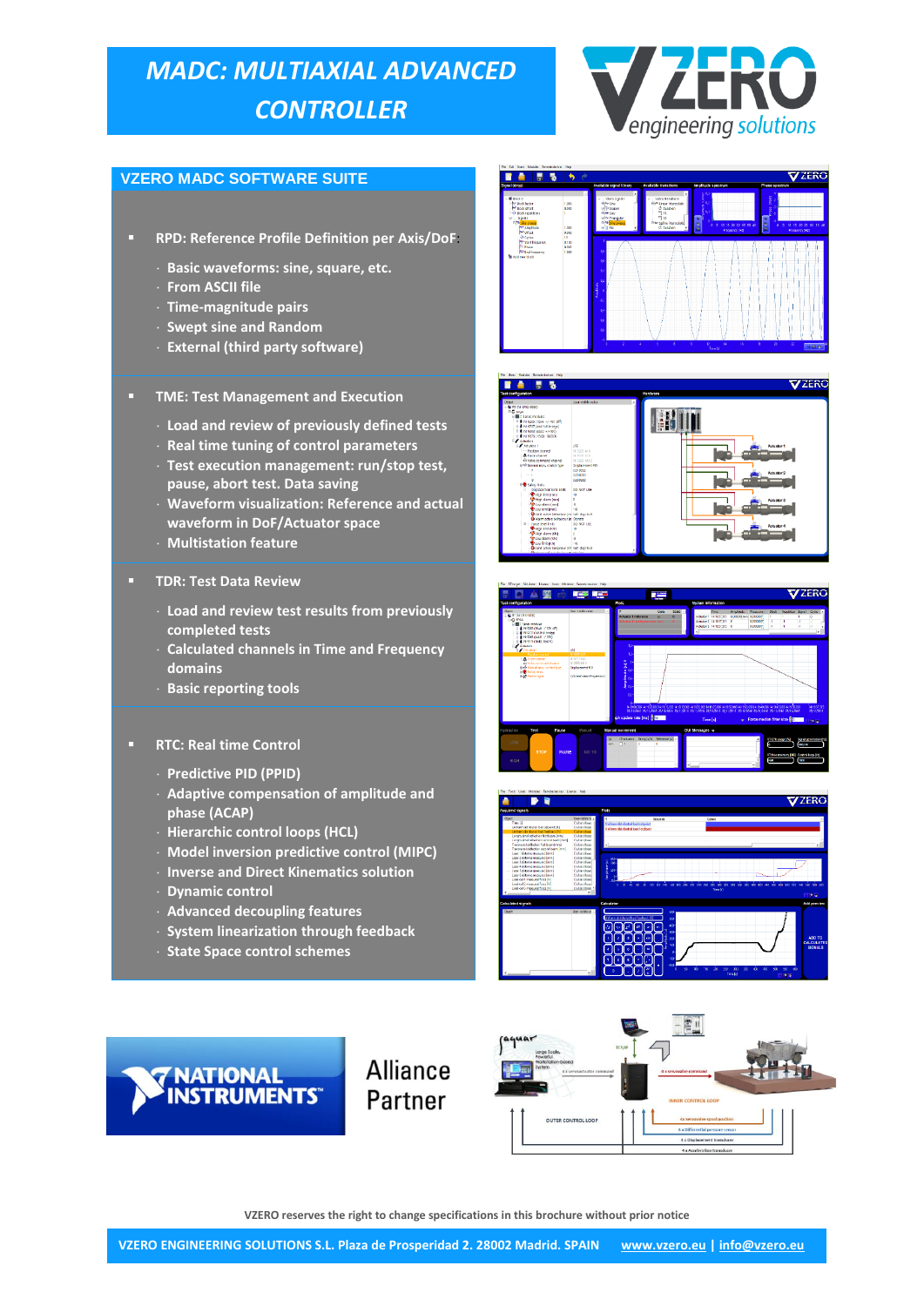# MADC: MULTIAXIAL ADVANCED CONTROLLER

VZERO engineering solutions

## VZERO MADC SOFTWARE SUITE

- **RPD: Reference Profile Definition per Axis/DoF:**
  - Basic waveforms: sine, square, etc.
  - From ASCII file
  - Time-magnitude pairs
  - Swept sine and Random
  - External (third party software)

- **TME: Test Management and Execution**
  - Load and review of previously defined tests
  - Real time tuning of control parameters
  - Test execution management: run/stop test, pause, abort test. Data saving
  - Waveform visualization: Reference and actual waveform in DoF/Actuator space
  - Multistation feature

- **TDR: Test Data Review**
  - Load and review test results from previously completed tests
  - Calculated channels in Time and Frequency domains
  - Basic reporting tools

- **RTC: Real time Control**
  - Predictive PID (PPID)
  - Adaptive compensation of amplitude and phase (ACAP)
  - Hierarchic control loops (HCL)
  - Model inversion predictive control (MIPC)
  - Inverse and Direct Kinematics solution
  - Dynamic control
  - Advanced decoupling features
  - System linearization through feedback
  - State Space control schemes

NATIONAL INSTRUMENTS™ Alliance Partner

VZERO reserves the right to change specifications in this brochure without prior notice

VZERO ENGINEERING SOLUTIONS S.L. Plaza de Prosperidad 2. 28002 Madrid. SPAIN www.vzero.eu | info@vzero.eu